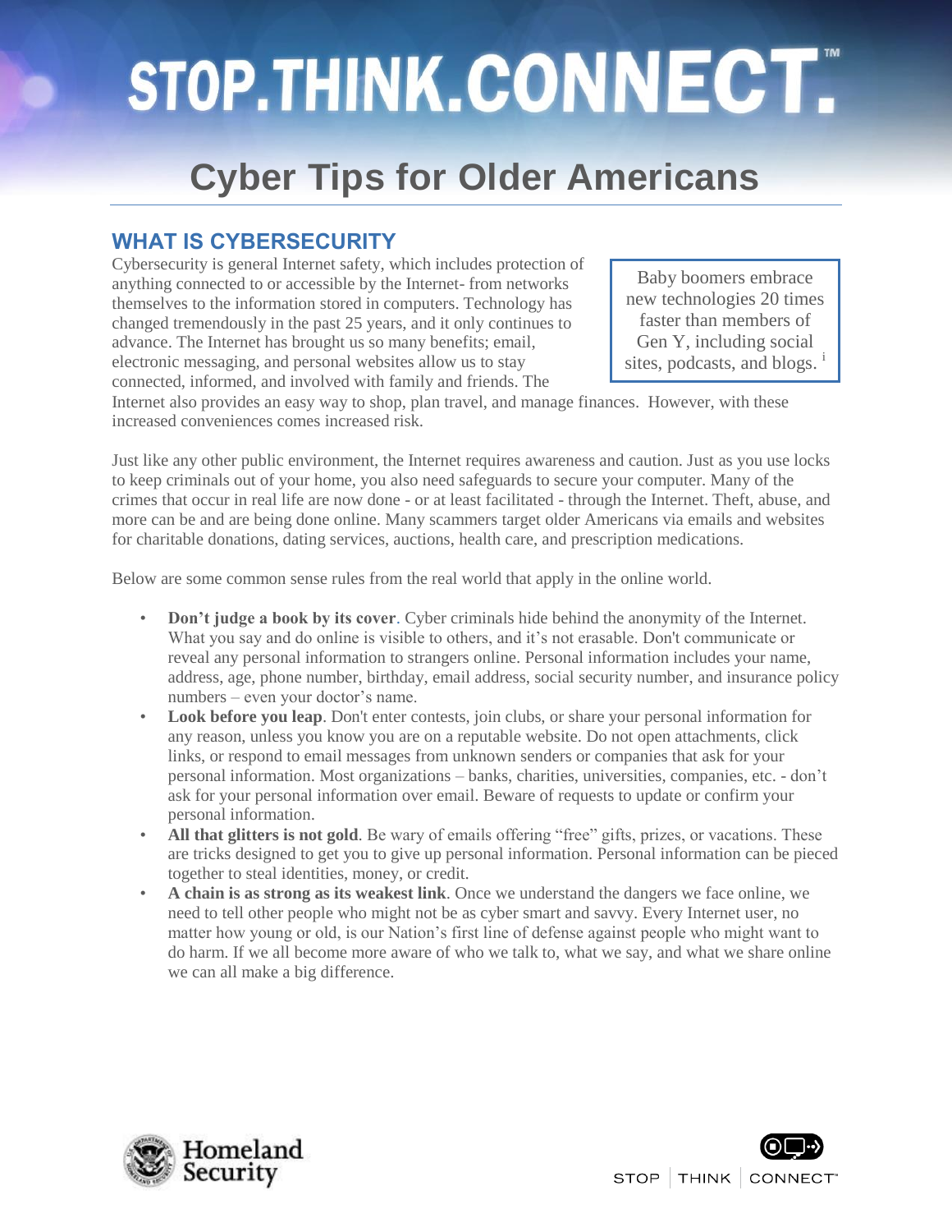# STOP.THINK.CONNECT.™

## Cyber Tips for Older Americans

### WHAT IS CYBERSECURITY

Cybersecurity is general Internet safety, which includes protection of anything connected to or accessible by the Internet- from networks themselves to the information stored in computers. Technology has changed tremendously in the past 25 years, and it only continues to advance. The Internet has brought us so many benefits; email, electronic messaging, and personal websites allow us to stay connected, informed, and involved with family and friends. The Internet also provides an easy way to shop, plan travel, and manage finances. However, with these increased conveniences comes increased risk.

> Baby boomers embrace new technologies 20 times faster than members of Gen Y, including social sites, podcasts, and blogs. [i]

Just like any other public environment, the Internet requires awareness and caution. Just as you use locks to keep criminals out of your home, you also need safeguards to secure your computer. Many of the crimes that occur in real life are now done - or at least facilitated - through the Internet. Theft, abuse, and more can be and are being done online. Many scammers target older Americans via emails and websites for charitable donations, dating services, auctions, health care, and prescription medications.

Below are some common sense rules from the real world that apply in the online world.

- **Don't judge a book by its cover**. Cyber criminals hide behind the anonymity of the Internet. What you say and do online is visible to others, and it's not erasable. Don't communicate or reveal any personal information to strangers online. Personal information includes your name, address, age, phone number, birthday, email address, social security number, and insurance policy numbers – even your doctor's name.
- **Look before you leap**. Don't enter contests, join clubs, or share your personal information for any reason, unless you know you are on a reputable website. Do not open attachments, click links, or respond to email messages from unknown senders or companies that ask for your personal information. Most organizations – banks, charities, universities, companies, etc. - don't ask for your personal information over email. Beware of requests to update or confirm your personal information.
- **All that glitters is not gold**. Be wary of emails offering "free" gifts, prizes, or vacations. These are tricks designed to get you to give up personal information. Personal information can be pieced together to steal identities, money, or credit.
- **A chain is as strong as its weakest link**. Once we understand the dangers we face online, we need to tell other people who might not be as cyber smart and savvy. Every Internet user, no matter how young or old, is our Nation's first line of defense against people who might want to do harm. If we all become more aware of who we talk to, what we say, and what we share online we can all make a big difference.

Homeland Security

STOP | THINK | CONNECT™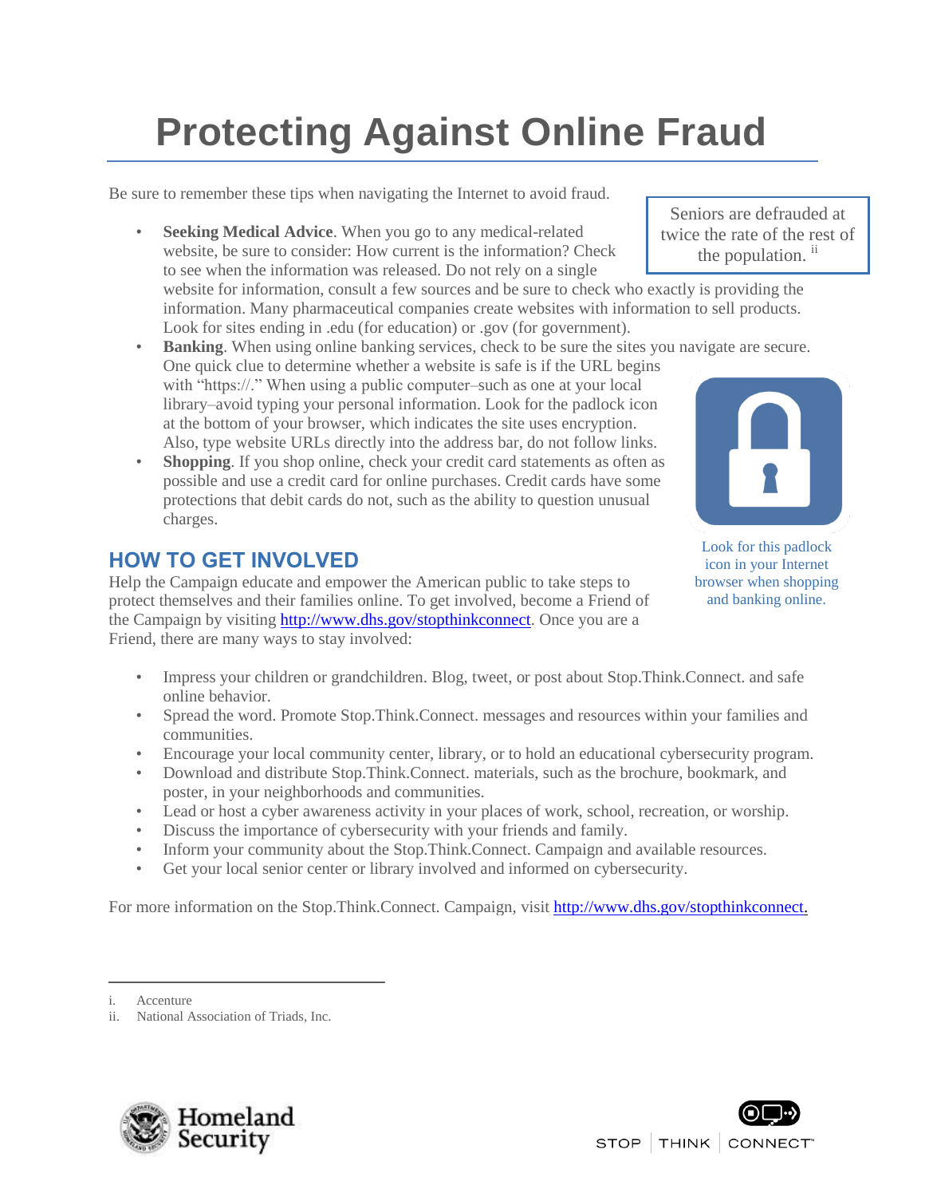# Protecting Against Online Fraud

Be sure to remember these tips when navigating the Internet to avoid fraud.

Seniors are defrauded at twice the rate of the rest of the population. [ii]

- **Seeking Medical Advice**. When you go to any medical-related website, be sure to consider: How current is the information? Check to see when the information was released. Do not rely on a single website for information, consult a few sources and be sure to check who exactly is providing the information. Many pharmaceutical companies create websites with information to sell products. Look for sites ending in .edu (for education) or .gov (for government).
- **Banking**. When using online banking services, check to be sure the sites you navigate are secure. One quick clue to determine whether a website is safe is if the URL begins with "https://." When using a public computer–such as one at your local library–avoid typing your personal information. Look for the padlock icon at the bottom of your browser, which indicates the site uses encryption. Also, type website URLs directly into the address bar, do not follow links.
- **Shopping**. If you shop online, check your credit card statements as often as possible and use a credit card for online purchases. Credit cards have some protections that debit cards do not, such as the ability to question unusual charges.

Look for this padlock icon in your Internet browser when shopping and banking online.

## HOW TO GET INVOLVED

Help the Campaign educate and empower the American public to take steps to protect themselves and their families online. To get involved, become a Friend of the Campaign by visiting http://www.dhs.gov/stopthinkconnect. Once you are a Friend, there are many ways to stay involved:

- Impress your children or grandchildren. Blog, tweet, or post about Stop.Think.Connect. and safe online behavior.
- Spread the word. Promote Stop.Think.Connect. messages and resources within your families and communities.
- Encourage your local community center, library, or to hold an educational cybersecurity program.
- Download and distribute Stop.Think.Connect. materials, such as the brochure, bookmark, and poster, in your neighborhoods and communities.
- Lead or host a cyber awareness activity in your places of work, school, recreation, or worship.
- Discuss the importance of cybersecurity with your friends and family.
- Inform your community about the Stop.Think.Connect. Campaign and available resources.
- Get your local senior center or library involved and informed on cybersecurity.

For more information on the Stop.Think.Connect. Campaign, visit http://www.dhs.gov/stopthinkconnect.

---

i. Accenture
ii. National Association of Triads, Inc.

Homeland Security

STOP | THINK | CONNECT™